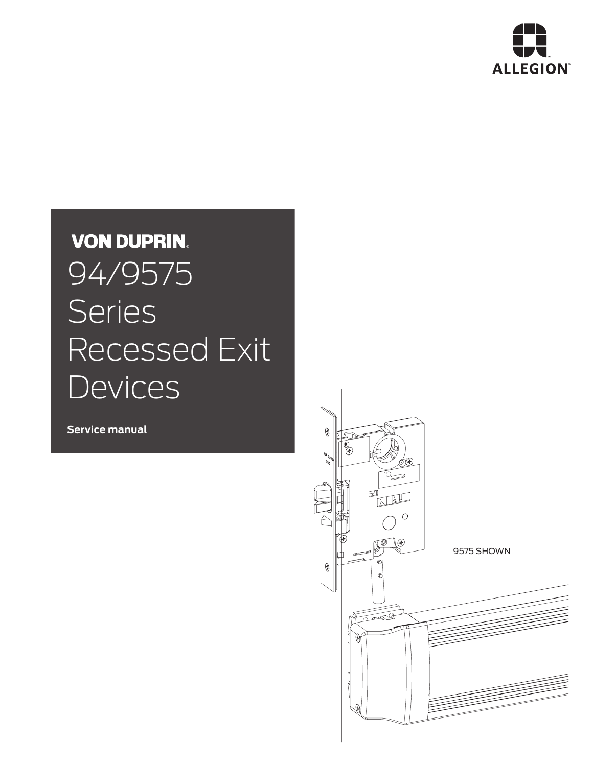ALLEGION

**VON DUPRIN**

# 94/9575 Series Recessed Exit Devices

**Service manual**

9575 SHOWN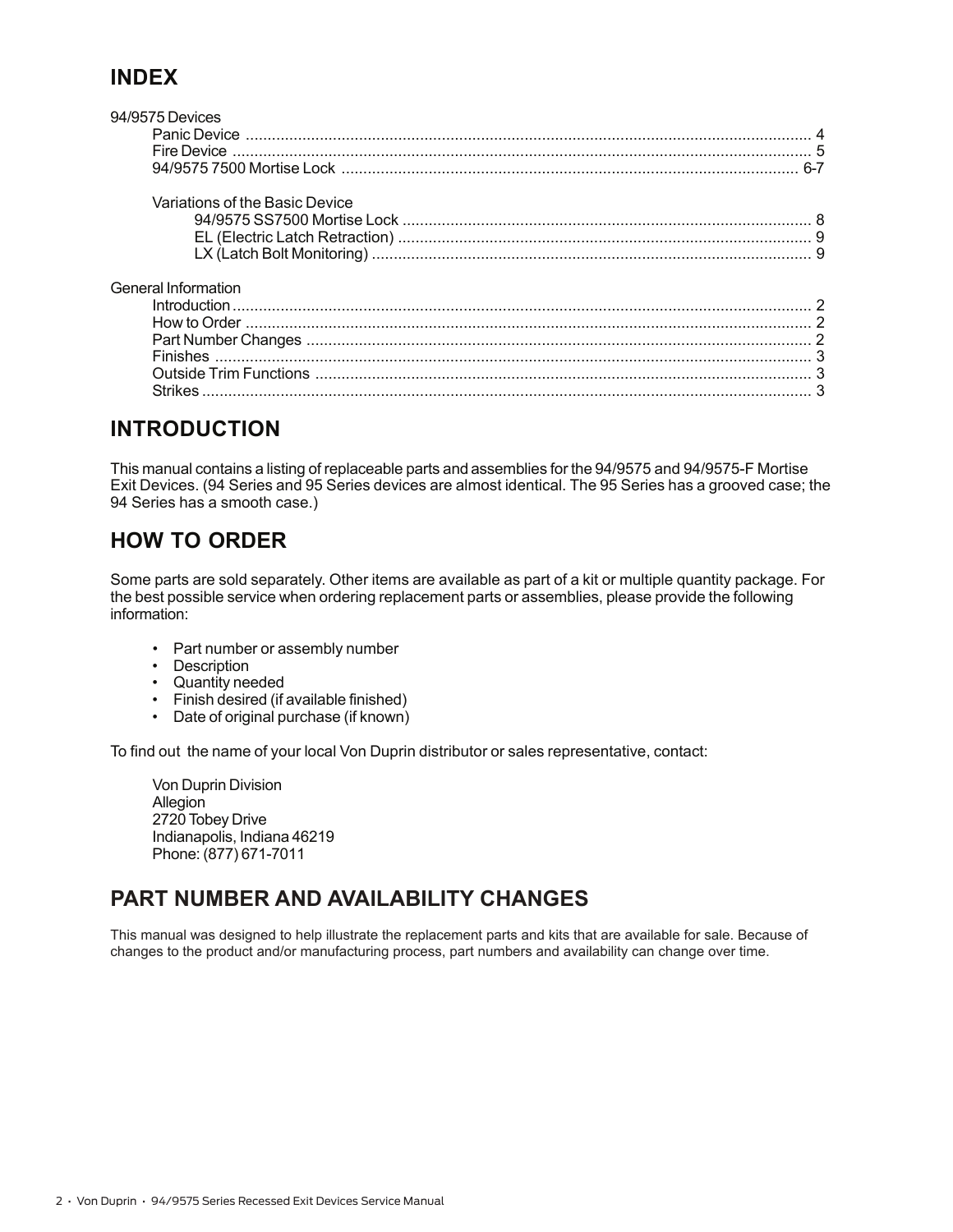## INDEX

94/9575 Devices

- Panic Device ....... 4
- Fire Device ....... 5
- 94/9575 7500 Mortise Lock ....... 6-7

Variations of the Basic Device

- 94/9575 SS7500 Mortise Lock ....... 8
- EL (Electric Latch Retraction) ....... 9
- LX (Latch Bolt Monitoring) ....... 9

General Information

- Introduction ....... 2
- How to Order ....... 2
- Part Number Changes ....... 2
- Finishes ....... 3
- Outside Trim Functions ....... 3
- Strikes ....... 3

## INTRODUCTION

This manual contains a listing of replaceable parts and assemblies for the 94/9575 and 94/9575-F Mortise Exit Devices. (94 Series and 95 Series devices are almost identical. The 95 Series has a grooved case; the 94 Series has a smooth case.)

## HOW TO ORDER

Some parts are sold separately. Other items are available as part of a kit or multiple quantity package. For the best possible service when ordering replacement parts or assemblies, please provide the following information:

- Part number or assembly number
- Description
- Quantity needed
- Finish desired (if available finished)
- Date of original purchase (if known)

To find out the name of your local Von Duprin distributor or sales representative, contact:

Von Duprin Division
Allegion
2720 Tobey Drive
Indianapolis, Indiana 46219
Phone: (877) 671-7011

## PART NUMBER AND AVAILABILITY CHANGES

This manual was designed to help illustrate the replacement parts and kits that are available for sale. Because of changes to the product and/or manufacturing process, part numbers and availability can change over time.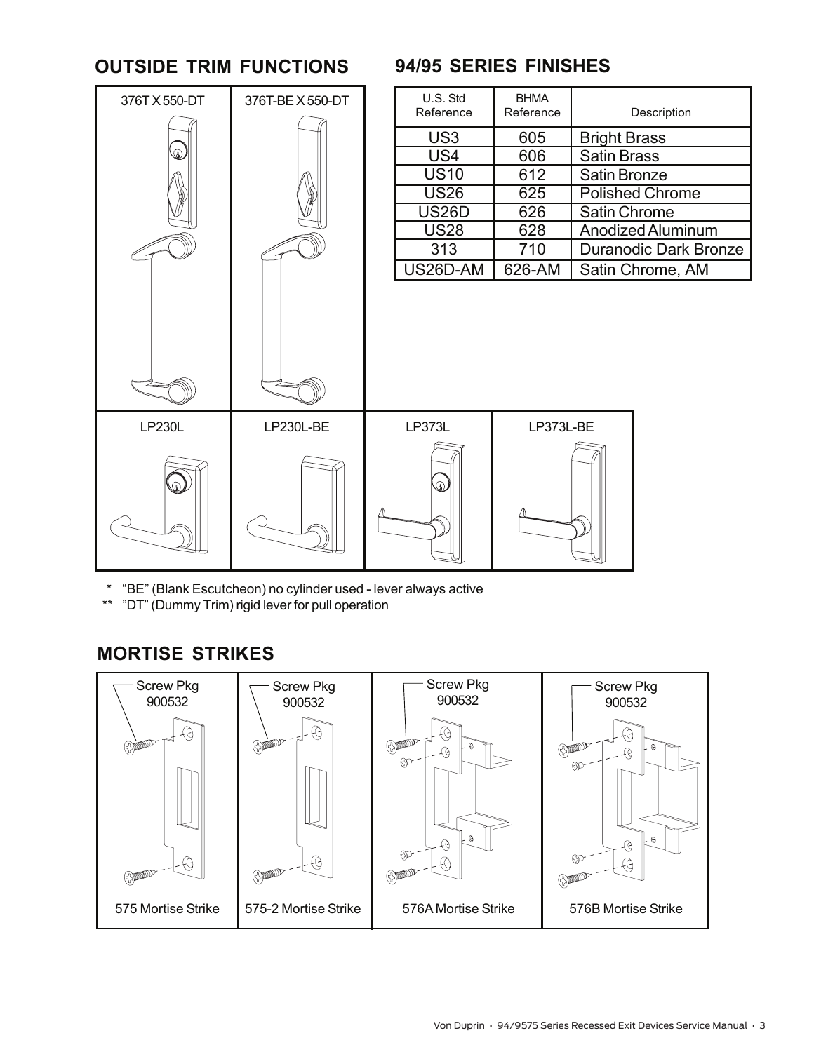## OUTSIDE TRIM FUNCTIONS

376T X 550-DT

376T-BE X 550-DT

LP230L

LP230L-BE

LP373L

LP373L-BE

\* "BE" (Blank Escutcheon) no cylinder used - lever always active

\*\* "DT" (Dummy Trim) rigid lever for pull operation

## 94/95 SERIES FINISHES

| U.S. Std Reference | BHMA Reference | Description |
|---|---|---|
| US3 | 605 | Bright Brass |
| US4 | 606 | Satin Brass |
| US10 | 612 | Satin Bronze |
| US26 | 625 | Polished Chrome |
| US26D | 626 | Satin Chrome |
| US28 | 628 | Anodized Aluminum |
| 313 | 710 | Duranodic Dark Bronze |
| US26D-AM | 626-AM | Satin Chrome, AM |

## MORTISE STRIKES

Screw Pkg 900532

575 Mortise Strike

Screw Pkg 900532

575-2 Mortise Strike

Screw Pkg 900532

576A Mortise Strike

Screw Pkg 900532

576B Mortise Strike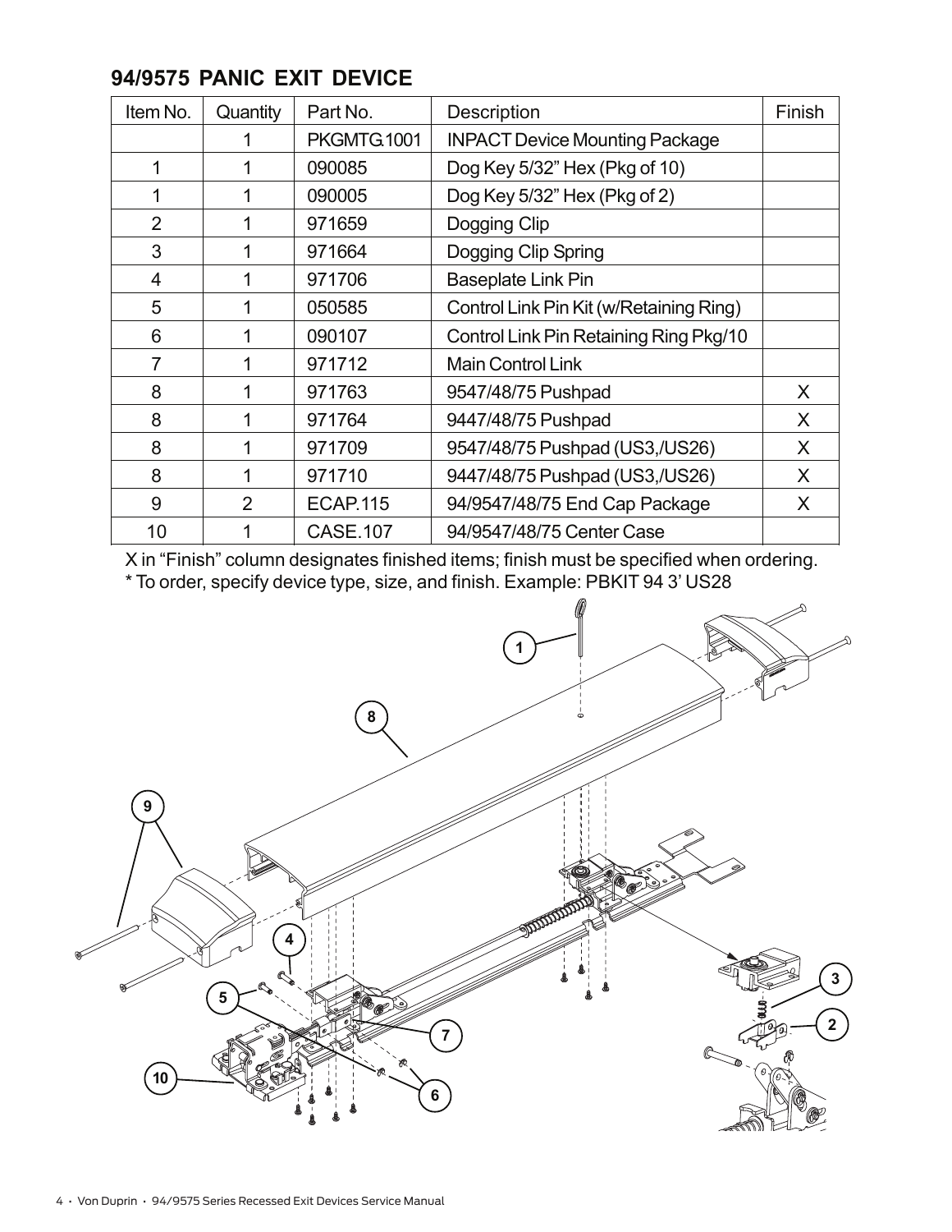## 94/9575 PANIC EXIT DEVICE

| Item No. | Quantity | Part No. | Description | Finish |
|---|---|---|---|---|
| | 1 | PKGMTG.1001 | INPACT Device Mounting Package | |
| 1 | 1 | 090085 | Dog Key 5/32" Hex (Pkg of 10) | |
| 1 | 1 | 090005 | Dog Key 5/32" Hex (Pkg of 2) | |
| 2 | 1 | 971659 | Dogging Clip | |
| 3 | 1 | 971664 | Dogging Clip Spring | |
| 4 | 1 | 971706 | Baseplate Link Pin | |
| 5 | 1 | 050585 | Control Link Pin Kit (w/Retaining Ring) | |
| 6 | 1 | 090107 | Control Link Pin Retaining Ring Pkg/10 | |
| 7 | 1 | 971712 | Main Control Link | |
| 8 | 1 | 971763 | 9547/48/75 Pushpad | X |
| 8 | 1 | 971764 | 9447/48/75 Pushpad | X |
| 8 | 1 | 971709 | 9547/48/75 Pushpad (US3,/US26) | X |
| 8 | 1 | 971710 | 9447/48/75 Pushpad (US3,/US26) | X |
| 9 | 2 | ECAP.115 | 94/9547/48/75 End Cap Package | X |
| 10 | 1 | CASE.107 | 94/9547/48/75 Center Case | |

X in "Finish" column designates finished items; finish must be specified when ordering.

* To order, specify device type, size, and finish. Example: PBKIT 94 3' US28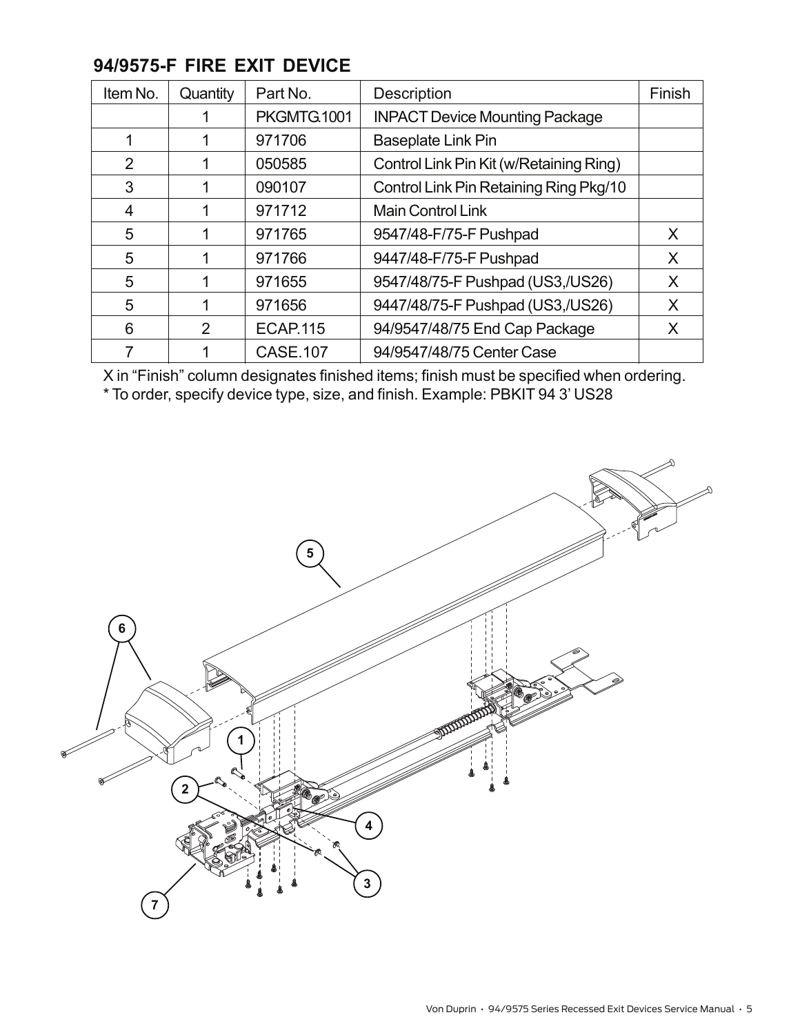## 94/9575-F FIRE EXIT DEVICE

| Item No. | Quantity | Part No. | Description | Finish |
|---|---|---|---|---|
| | 1 | PKGMTG.1001 | INPACT Device Mounting Package | |
| 1 | 1 | 971706 | Baseplate Link Pin | |
| 2 | 1 | 050585 | Control Link Pin Kit (w/Retaining Ring) | |
| 3 | 1 | 090107 | Control Link Pin Retaining Ring Pkg/10 | |
| 4 | 1 | 971712 | Main Control Link | |
| 5 | 1 | 971765 | 9547/48-F/75-F Pushpad | X |
| 5 | 1 | 971766 | 9447/48-F/75-F Pushpad | X |
| 5 | 1 | 971655 | 9547/48/75-F Pushpad (US3,/US26) | X |
| 5 | 1 | 971656 | 9447/48/75-F Pushpad (US3,/US26) | X |
| 6 | 2 | ECAP.115 | 94/9547/48/75 End Cap Package | X |
| 7 | 1 | CASE.107 | 94/9547/48/75 Center Case | |

X in "Finish" column designates finished items; finish must be specified when ordering.

* To order, specify device type, size, and finish. Example: PBKIT 94 3' US28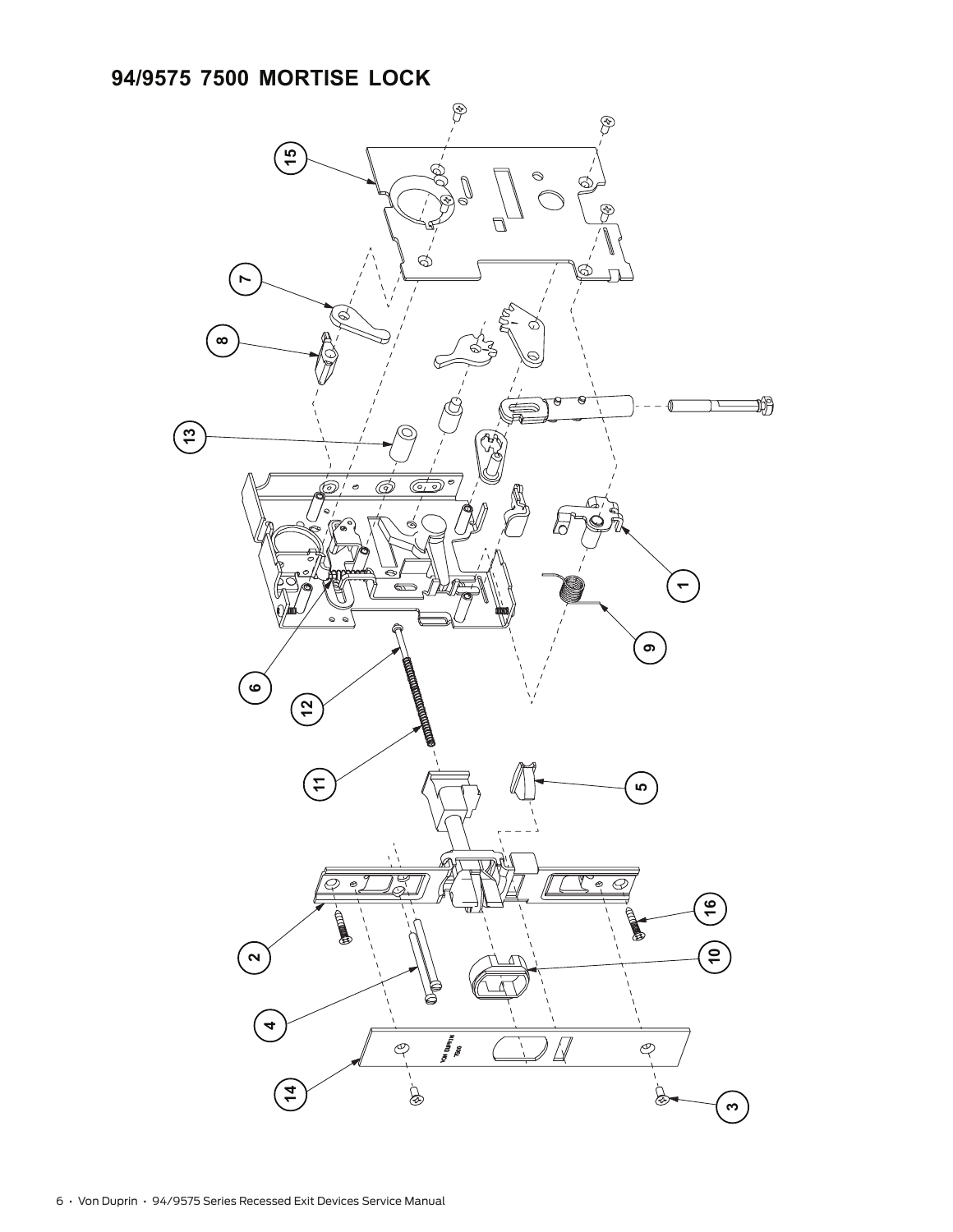## 94/9575 7500 MORTISE LOCK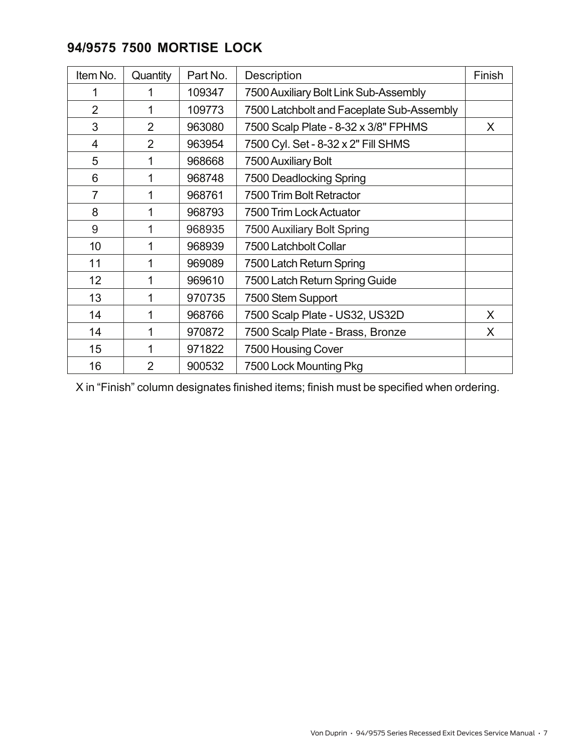## 94/9575 7500 MORTISE LOCK

| Item No. | Quantity | Part No. | Description | Finish |
|---|---|---|---|---|
| 1 | 1 | 109347 | 7500 Auxiliary Bolt Link Sub-Assembly | |
| 2 | 1 | 109773 | 7500 Latchbolt and Faceplate Sub-Assembly | |
| 3 | 2 | 963080 | 7500 Scalp Plate - 8-32 x 3/8" FPHMS | X |
| 4 | 2 | 963954 | 7500 Cyl. Set - 8-32 x 2" Fill SHMS | |
| 5 | 1 | 968668 | 7500 Auxiliary Bolt | |
| 6 | 1 | 968748 | 7500 Deadlocking Spring | |
| 7 | 1 | 968761 | 7500 Trim Bolt Retractor | |
| 8 | 1 | 968793 | 7500 Trim Lock Actuator | |
| 9 | 1 | 968935 | 7500 Auxiliary Bolt Spring | |
| 10 | 1 | 968939 | 7500 Latchbolt Collar | |
| 11 | 1 | 969089 | 7500 Latch Return Spring | |
| 12 | 1 | 969610 | 7500 Latch Return Spring Guide | |
| 13 | 1 | 970735 | 7500 Stem Support | |
| 14 | 1 | 968766 | 7500 Scalp Plate - US32, US32D | X |
| 14 | 1 | 970872 | 7500 Scalp Plate - Brass, Bronze | X |
| 15 | 1 | 971822 | 7500 Housing Cover | |
| 16 | 2 | 900532 | 7500 Lock Mounting Pkg | |

X in "Finish" column designates finished items; finish must be specified when ordering.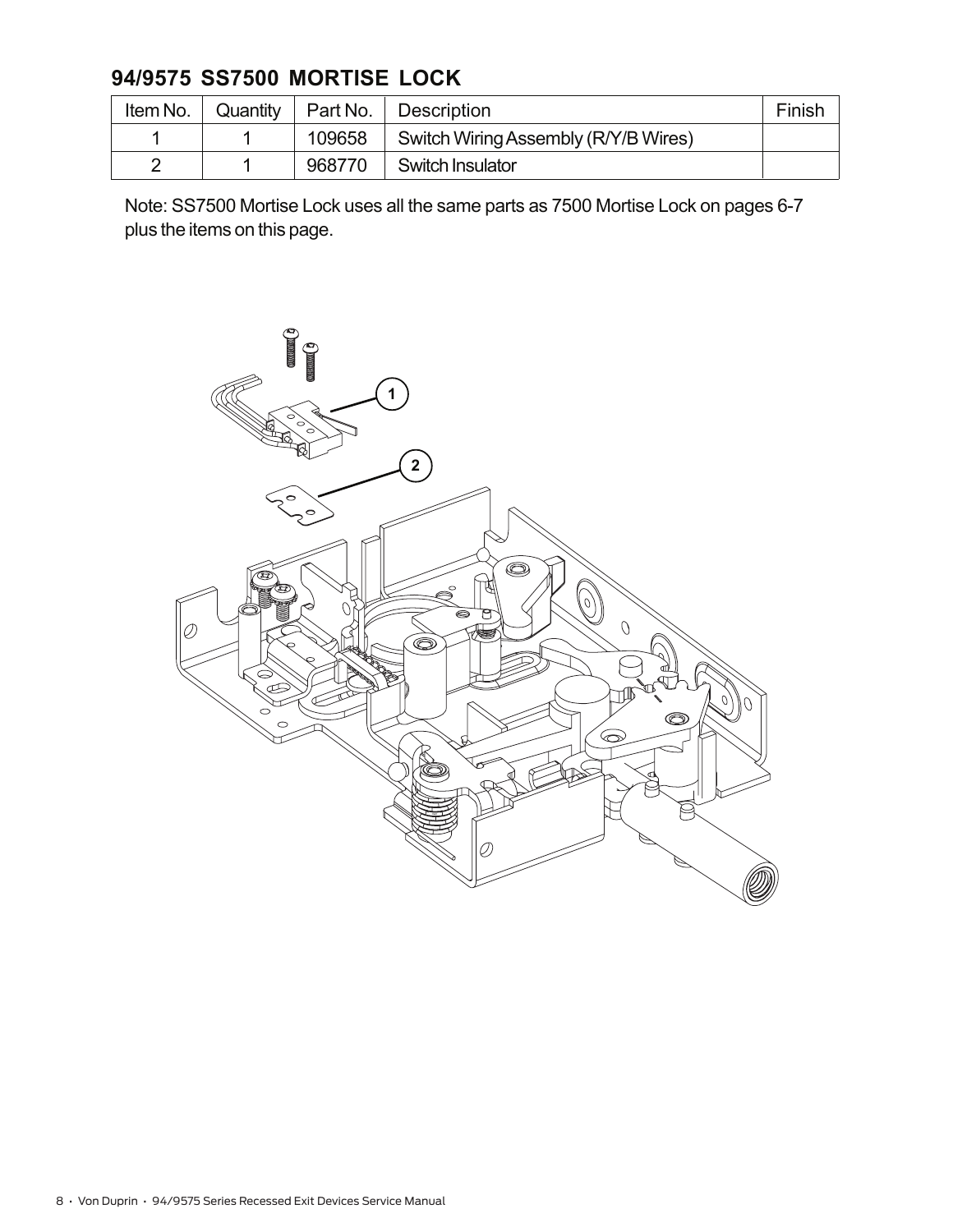## 94/9575 SS7500 MORTISE LOCK

| Item No. | Quantity | Part No. | Description | Finish |
|---|---|---|---|---|
| 1 | 1 | 109658 | Switch Wiring Assembly (R/Y/B Wires) | |
| 2 | 1 | 968770 | Switch Insulator | |

Note: SS7500 Mortise Lock uses all the same parts as 7500 Mortise Lock on pages 6-7 plus the items on this page.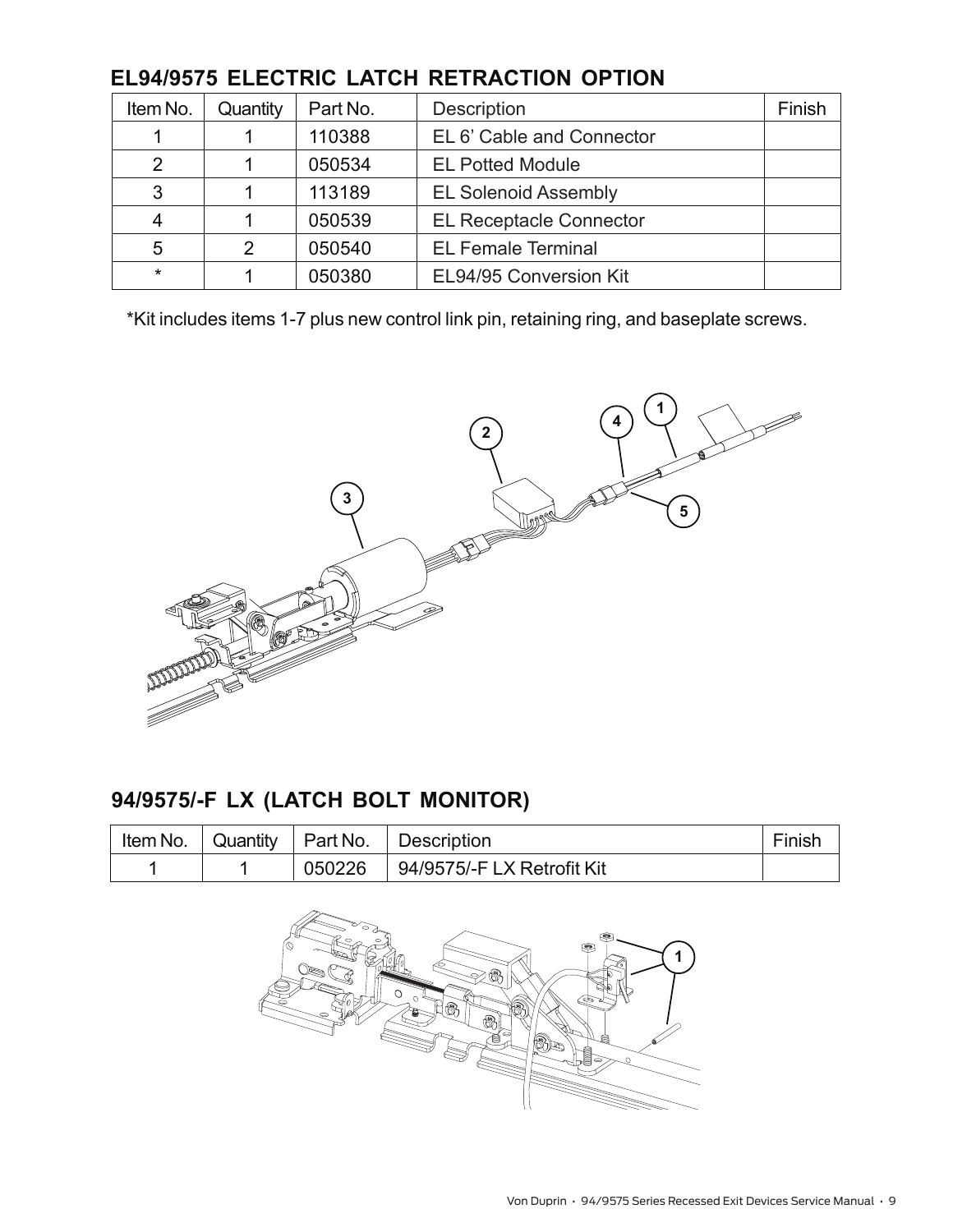## EL94/9575 ELECTRIC LATCH RETRACTION OPTION

| Item No. | Quantity | Part No. | Description | Finish |
|---|---|---|---|---|
| 1 | 1 | 110388 | EL 6' Cable and Connector | |
| 2 | 1 | 050534 | EL Potted Module | |
| 3 | 1 | 113189 | EL Solenoid Assembly | |
| 4 | 1 | 050539 | EL Receptacle Connector | |
| 5 | 2 | 050540 | EL Female Terminal | |
| * | 1 | 050380 | EL94/95 Conversion Kit | |

*Kit includes items 1-7 plus new control link pin, retaining ring, and baseplate screws.

## 94/9575/-F LX (LATCH BOLT MONITOR)

| Item No. | Quantity | Part No. | Description | Finish |
|---|---|---|---|---|
| 1 | 1 | 050226 | 94/9575/-F LX Retrofit Kit | |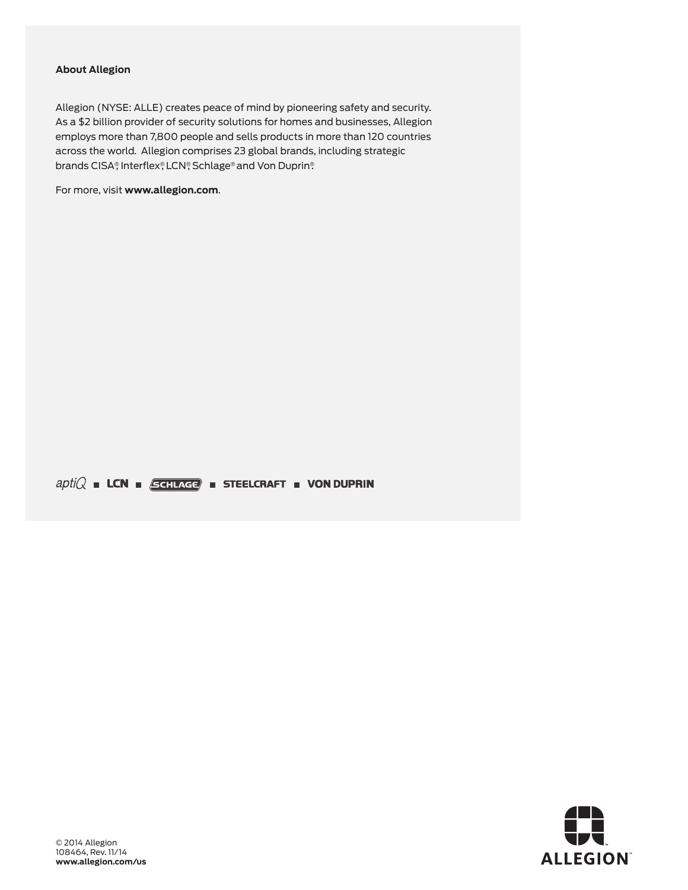**About Allegion**

Allegion (NYSE: ALLE) creates peace of mind by pioneering safety and security. As a $2 billion provider of security solutions for homes and businesses, Allegion employs more than 7,800 people and sells products in more than 120 countries across the world. Allegion comprises 23 global brands, including strategic brands CISA®, Interflex®, LCN®, Schlage® and Von Duprin®.

For more, visit **www.allegion.com**.

aptiQ ■ LCN ■ SCHLAGE ■ STEELCRAFT ■ VON DUPRIN

© 2014 Allegion
108464, Rev. 11/14
**www.allegion.com/us**

ALLEGION™